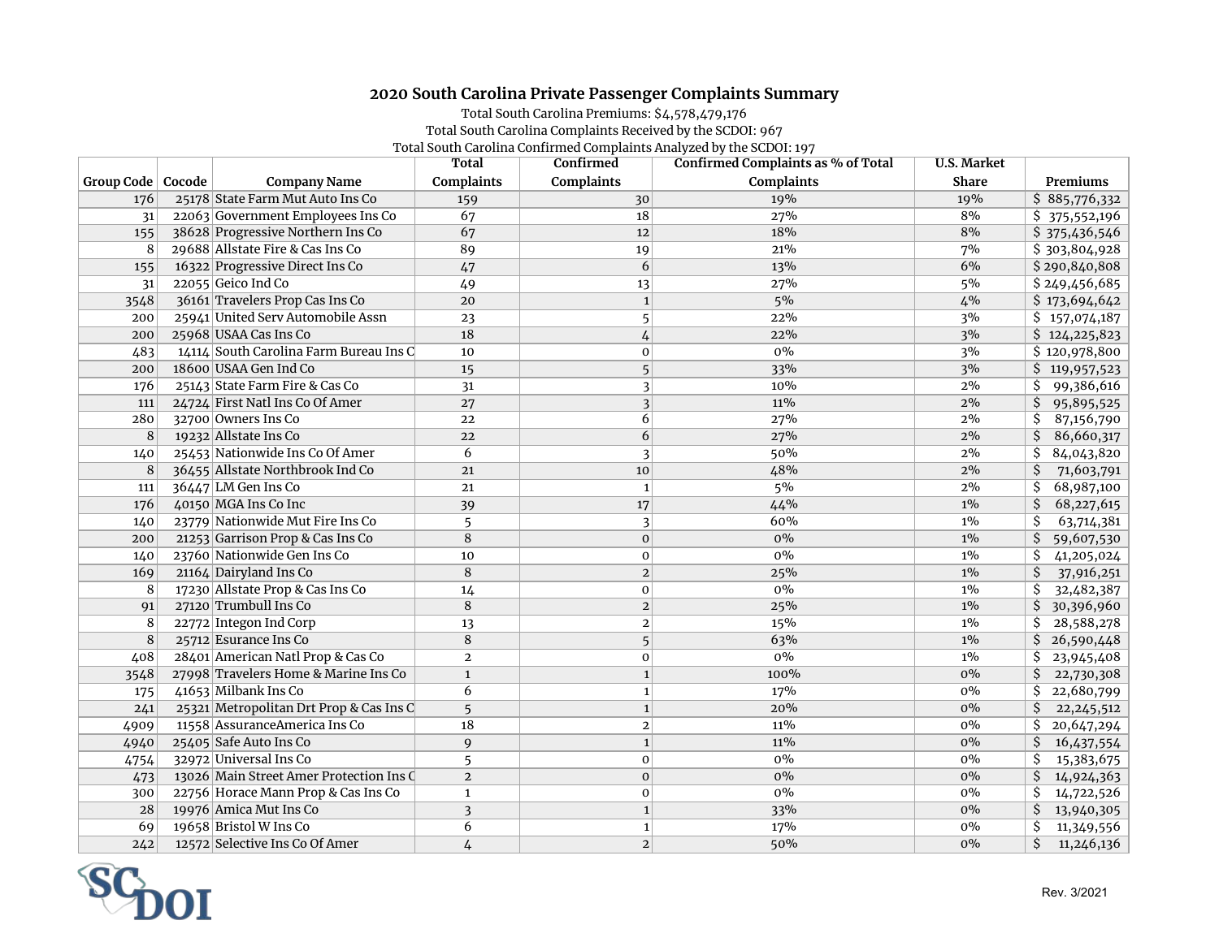# 2020 South Carolina Private Passenger Complaints Summary

Total South Carolina Premiums: $4,578,479,176

Total South Carolina Complaints Received by the SCDOI: 967

Total South Carolina Confirmed Complaints Analyzed by the SCDOI: 197

| Group Code | Cocode | Company Name | Total Complaints | Confirmed Complaints | Confirmed Complaints as % of Total Complaints | U.S. Market Share | Premiums |
|---|---|---|---|---|---|---|---|
| 176 | 25178 | State Farm Mut Auto Ins Co | 159 | 30 | 19% | 19% | $ 885,776,332 |
| 31 | 22063 | Government Employees Ins Co | 67 | 18 | 27% | 8% | $ 375,552,196 |
| 155 | 38628 | Progressive Northern Ins Co | 67 | 12 | 18% | 8% | $ 375,436,546 |
| 8 | 29688 | Allstate Fire & Cas Ins Co | 89 | 19 | 21% | 7% | $ 303,804,928 |
| 155 | 16322 | Progressive Direct Ins Co | 47 | 6 | 13% | 6% | $ 290,840,808 |
| 31 | 22055 | Geico Ind Co | 49 | 13 | 27% | 5% | $ 249,456,685 |
| 3548 | 36161 | Travelers Prop Cas Ins Co | 20 | 1 | 5% | 4% | $ 173,694,642 |
| 200 | 25941 | United Serv Automobile Assn | 23 | 5 | 22% | 3% | $ 157,074,187 |
| 200 | 25968 | USAA Cas Ins Co | 18 | 4 | 22% | 3% | $ 124,225,823 |
| 483 | 14114 | South Carolina Farm Bureau Ins C | 10 | 0 | 0% | 3% | $ 120,978,800 |
| 200 | 18600 | USAA Gen Ind Co | 15 | 5 | 33% | 3% | $ 119,957,523 |
| 176 | 25143 | State Farm Fire & Cas Co | 31 | 3 | 10% | 2% | $ 99,386,616 |
| 111 | 24724 | First Natl Ins Co Of Amer | 27 | 3 | 11% | 2% | $ 95,895,525 |
| 280 | 32700 | Owners Ins Co | 22 | 6 | 27% | 2% | $ 87,156,790 |
| 8 | 19232 | Allstate Ins Co | 22 | 6 | 27% | 2% | $ 86,660,317 |
| 140 | 25453 | Nationwide Ins Co Of Amer | 6 | 3 | 50% | 2% | $ 84,043,820 |
| 8 | 36455 | Allstate Northbrook Ind Co | 21 | 10 | 48% | 2% | $ 71,603,791 |
| 111 | 36447 | LM Gen Ins Co | 21 | 1 | 5% | 2% | $ 68,987,100 |
| 176 | 40150 | MGA Ins Co Inc | 39 | 17 | 44% | 1% | $ 68,227,615 |
| 140 | 23779 | Nationwide Mut Fire Ins Co | 5 | 3 | 60% | 1% | $ 63,714,381 |
| 200 | 21253 | Garrison Prop & Cas Ins Co | 8 | 0 | 0% | 1% | $ 59,607,530 |
| 140 | 23760 | Nationwide Gen Ins Co | 10 | 0 | 0% | 1% | $ 41,205,024 |
| 169 | 21164 | Dairyland Ins Co | 8 | 2 | 25% | 1% | $ 37,916,251 |
| 8 | 17230 | Allstate Prop & Cas Ins Co | 14 | 0 | 0% | 1% | $ 32,482,387 |
| 91 | 27120 | Trumbull Ins Co | 8 | 2 | 25% | 1% | $ 30,396,960 |
| 8 | 22772 | Integon Ind Corp | 13 | 2 | 15% | 1% | $ 28,588,278 |
| 8 | 25712 | Esurance Ins Co | 8 | 5 | 63% | 1% | $ 26,590,448 |
| 408 | 28401 | American Natl Prop & Cas Co | 2 | 0 | 0% | 1% | $ 23,945,408 |
| 3548 | 27998 | Travelers Home & Marine Ins Co | 1 | 1 | 100% | 0% | $ 22,730,308 |
| 175 | 41653 | Milbank Ins Co | 6 | 1 | 17% | 0% | $ 22,680,799 |
| 241 | 25321 | Metropolitan Drt Prop & Cas Ins C | 5 | 1 | 20% | 0% | $ 22,245,512 |
| 4909 | 11558 | AssuranceAmerica Ins Co | 18 | 2 | 11% | 0% | $ 20,647,294 |
| 4940 | 25405 | Safe Auto Ins Co | 9 | 1 | 11% | 0% | $ 16,437,554 |
| 4754 | 32972 | Universal Ins Co | 5 | 0 | 0% | 0% | $ 15,383,675 |
| 473 | 13026 | Main Street Amer Protection Ins C | 2 | 0 | 0% | 0% | $ 14,924,363 |
| 300 | 22756 | Horace Mann Prop & Cas Ins Co | 1 | 0 | 0% | 0% | $ 14,722,526 |
| 28 | 19976 | Amica Mut Ins Co | 3 | 1 | 33% | 0% | $ 13,940,305 |
| 69 | 19658 | Bristol W Ins Co | 6 | 1 | 17% | 0% | $ 11,349,556 |
| 242 | 12572 | Selective Ins Co Of Amer | 4 | 2 | 50% | 0% | $ 11,246,136 |

SC DOI

Rev. 3/2021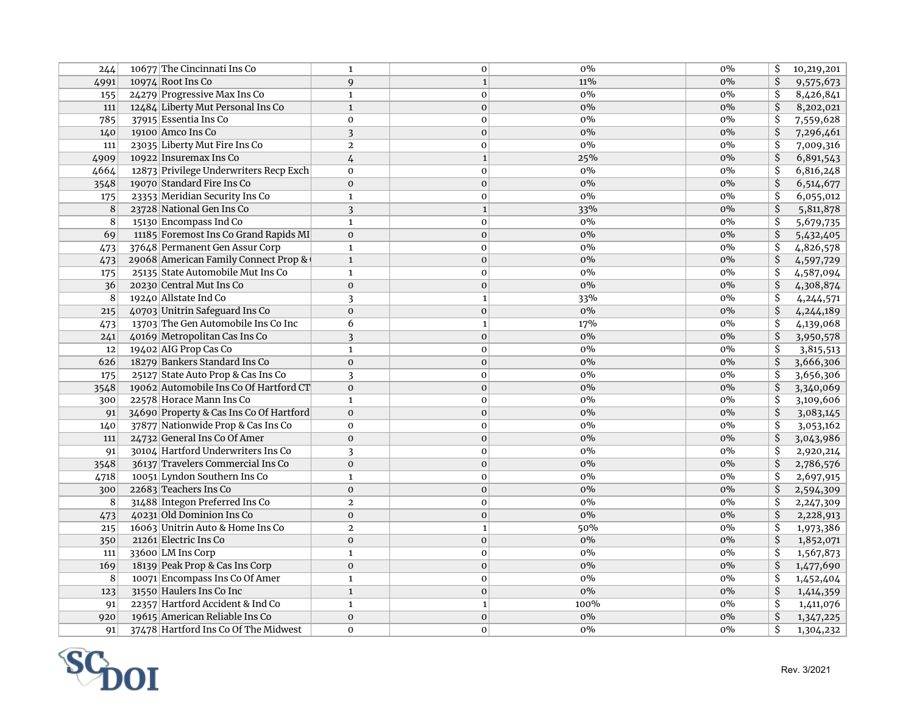| | | | | | | | |
|---|---|---|---|---|---|---|---|
| 244 | 10677 | The Cincinnati Ins Co | 1 | 0 | 0% | 0% | $ 10,219,201 |
| 4991 | 10974 | Root Ins Co | 9 | 1 | 11% | 0% | $ 9,575,673 |
| 155 | 24279 | Progressive Max Ins Co | 1 | 0 | 0% | 0% | $ 8,426,841 |
| 111 | 12484 | Liberty Mut Personal Ins Co | 1 | 0 | 0% | 0% | $ 8,202,021 |
| 785 | 37915 | Essentia Ins Co | 0 | 0 | 0% | 0% | $ 7,559,628 |
| 140 | 19100 | Amco Ins Co | 3 | 0 | 0% | 0% | $ 7,296,461 |
| 111 | 23035 | Liberty Mut Fire Ins Co | 2 | 0 | 0% | 0% | $ 7,009,316 |
| 4909 | 10922 | Insuremax Ins Co | 4 | 1 | 25% | 0% | $ 6,891,543 |
| 4664 | 12873 | Privilege Underwriters Recp Exch | 0 | 0 | 0% | 0% | $ 6,816,248 |
| 3548 | 19070 | Standard Fire Ins Co | 0 | 0 | 0% | 0% | $ 6,514,677 |
| 175 | 23353 | Meridian Security Ins Co | 1 | 0 | 0% | 0% | $ 6,055,012 |
| 8 | 23728 | National Gen Ins Co | 3 | 1 | 33% | 0% | $ 5,811,878 |
| 8 | 15130 | Encompass Ind Co | 1 | 0 | 0% | 0% | $ 5,679,735 |
| 69 | 11185 | Foremost Ins Co Grand Rapids MI | 0 | 0 | 0% | 0% | $ 5,432,405 |
| 473 | 37648 | Permanent Gen Assur Corp | 1 | 0 | 0% | 0% | $ 4,826,578 |
| 473 | 29068 | American Family Connect Prop & ( | 1 | 0 | 0% | 0% | $ 4,597,729 |
| 175 | 25135 | State Automobile Mut Ins Co | 1 | 0 | 0% | 0% | $ 4,587,094 |
| 36 | 20230 | Central Mut Ins Co | 0 | 0 | 0% | 0% | $ 4,308,874 |
| 8 | 19240 | Allstate Ind Co | 3 | 1 | 33% | 0% | $ 4,244,571 |
| 215 | 40703 | Unitrin Safeguard Ins Co | 0 | 0 | 0% | 0% | $ 4,244,189 |
| 473 | 13703 | The Gen Automobile Ins Co Inc | 6 | 1 | 17% | 0% | $ 4,139,068 |
| 241 | 40169 | Metropolitan Cas Ins Co | 3 | 0 | 0% | 0% | $ 3,950,578 |
| 12 | 19402 | AIG Prop Cas Co | 1 | 0 | 0% | 0% | $ 3,815,513 |
| 626 | 18279 | Bankers Standard Ins Co | 0 | 0 | 0% | 0% | $ 3,666,306 |
| 175 | 25127 | State Auto Prop & Cas Ins Co | 3 | 0 | 0% | 0% | $ 3,656,306 |
| 3548 | 19062 | Automobile Ins Co Of Hartford CT | 0 | 0 | 0% | 0% | $ 3,340,069 |
| 300 | 22578 | Horace Mann Ins Co | 1 | 0 | 0% | 0% | $ 3,109,606 |
| 91 | 34690 | Property & Cas Ins Co Of Hartford | 0 | 0 | 0% | 0% | $ 3,083,145 |
| 140 | 37877 | Nationwide Prop & Cas Ins Co | 0 | 0 | 0% | 0% | $ 3,053,162 |
| 111 | 24732 | General Ins Co Of Amer | 0 | 0 | 0% | 0% | $ 3,043,986 |
| 91 | 30104 | Hartford Underwriters Ins Co | 3 | 0 | 0% | 0% | $ 2,920,214 |
| 3548 | 36137 | Travelers Commercial Ins Co | 0 | 0 | 0% | 0% | $ 2,786,576 |
| 4718 | 10051 | Lyndon Southern Ins Co | 1 | 0 | 0% | 0% | $ 2,697,915 |
| 300 | 22683 | Teachers Ins Co | 0 | 0 | 0% | 0% | $ 2,594,309 |
| 8 | 31488 | Integon Preferred Ins Co | 2 | 0 | 0% | 0% | $ 2,247,309 |
| 473 | 40231 | Old Dominion Ins Co | 0 | 0 | 0% | 0% | $ 2,228,913 |
| 215 | 16063 | Unitrin Auto & Home Ins Co | 2 | 1 | 50% | 0% | $ 1,973,386 |
| 350 | 21261 | Electric Ins Co | 0 | 0 | 0% | 0% | $ 1,852,071 |
| 111 | 33600 | LM Ins Corp | 1 | 0 | 0% | 0% | $ 1,567,873 |
| 169 | 18139 | Peak Prop & Cas Ins Corp | 0 | 0 | 0% | 0% | $ 1,477,690 |
| 8 | 10071 | Encompass Ins Co Of Amer | 1 | 0 | 0% | 0% | $ 1,452,404 |
| 123 | 31550 | Haulers Ins Co Inc | 1 | 0 | 0% | 0% | $ 1,414,359 |
| 91 | 22357 | Hartford Accident & Ind Co | 1 | 1 | 100% | 0% | $ 1,411,076 |
| 920 | 19615 | American Reliable Ins Co | 0 | 0 | 0% | 0% | $ 1,347,225 |
| 91 | 37478 | Hartford Ins Co Of The Midwest | 0 | 0 | 0% | 0% | $ 1,304,232 |

SCDOI

Rev. 3/2021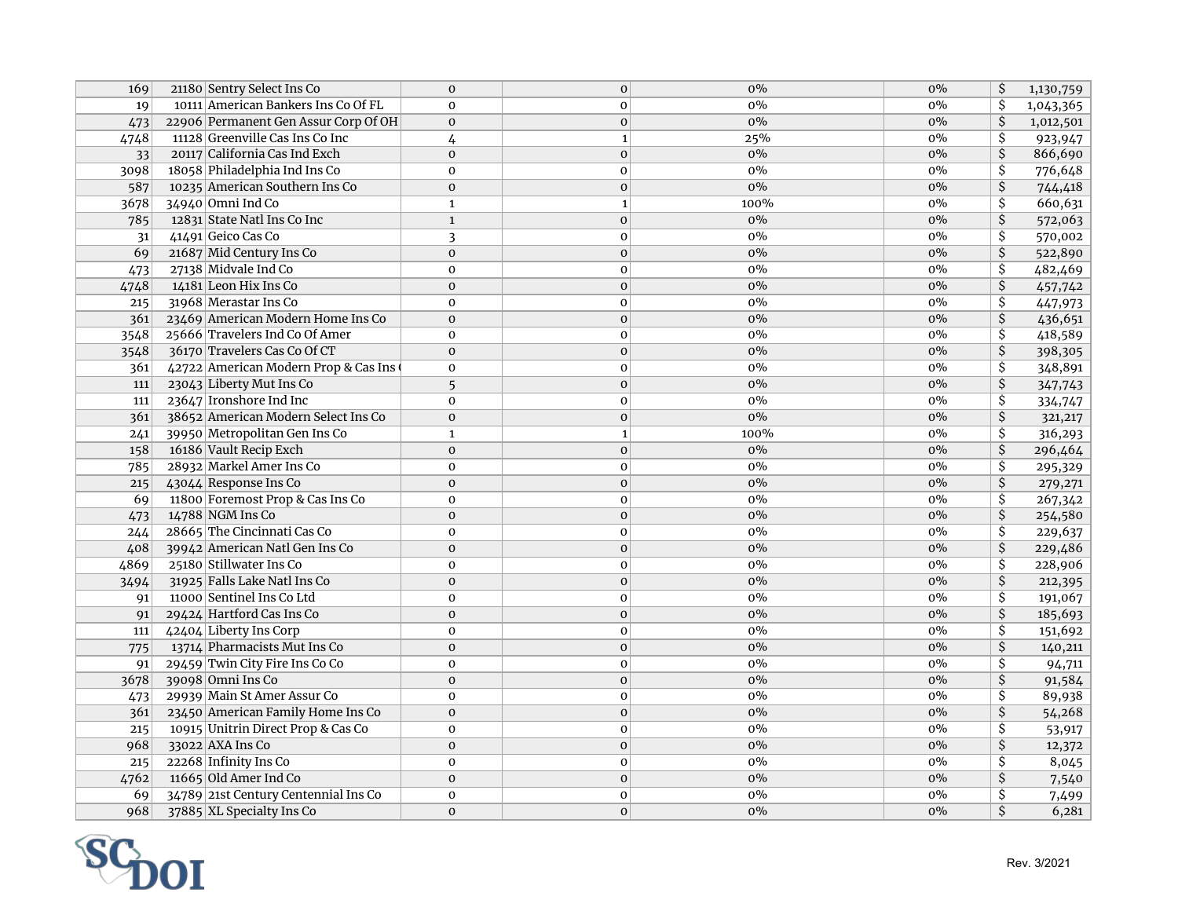| | | | | | | | |
|---|---|---|---|---|---|---|---|
| 169 | 21180 | Sentry Select Ins Co | 0 | 0 | 0% | 0% | $ 1,130,759 |
| 19 | 10111 | American Bankers Ins Co Of FL | 0 | 0 | 0% | 0% | $ 1,043,365 |
| 473 | 22906 | Permanent Gen Assur Corp Of OH | 0 | 0 | 0% | 0% | $ 1,012,501 |
| 4748 | 11128 | Greenville Cas Ins Co Inc | 4 | 1 | 25% | 0% | $ 923,947 |
| 33 | 20117 | California Cas Ind Exch | 0 | 0 | 0% | 0% | $ 866,690 |
| 3098 | 18058 | Philadelphia Ind Ins Co | 0 | 0 | 0% | 0% | $ 776,648 |
| 587 | 10235 | American Southern Ins Co | 0 | 0 | 0% | 0% | $ 744,418 |
| 3678 | 34940 | Omni Ind Co | 1 | 1 | 100% | 0% | $ 660,631 |
| 785 | 12831 | State Natl Ins Co Inc | 1 | 0 | 0% | 0% | $ 572,063 |
| 31 | 41491 | Geico Cas Co | 3 | 0 | 0% | 0% | $ 570,002 |
| 69 | 21687 | Mid Century Ins Co | 0 | 0 | 0% | 0% | $ 522,890 |
| 473 | 27138 | Midvale Ind Co | 0 | 0 | 0% | 0% | $ 482,469 |
| 4748 | 14181 | Leon Hix Ins Co | 0 | 0 | 0% | 0% | $ 457,742 |
| 215 | 31968 | Merastar Ins Co | 0 | 0 | 0% | 0% | $ 447,973 |
| 361 | 23469 | American Modern Home Ins Co | 0 | 0 | 0% | 0% | $ 436,651 |
| 3548 | 25666 | Travelers Ind Co Of Amer | 0 | 0 | 0% | 0% | $ 418,589 |
| 3548 | 36170 | Travelers Cas Co Of CT | 0 | 0 | 0% | 0% | $ 398,305 |
| 361 | 42722 | American Modern Prop & Cas Ins ( | 0 | 0 | 0% | 0% | $ 348,891 |
| 111 | 23043 | Liberty Mut Ins Co | 5 | 0 | 0% | 0% | $ 347,743 |
| 111 | 23647 | Ironshore Ind Inc | 0 | 0 | 0% | 0% | $ 334,747 |
| 361 | 38652 | American Modern Select Ins Co | 0 | 0 | 0% | 0% | $ 321,217 |
| 241 | 39950 | Metropolitan Gen Ins Co | 1 | 1 | 100% | 0% | $ 316,293 |
| 158 | 16186 | Vault Recip Exch | 0 | 0 | 0% | 0% | $ 296,464 |
| 785 | 28932 | Markel Amer Ins Co | 0 | 0 | 0% | 0% | $ 295,329 |
| 215 | 43044 | Response Ins Co | 0 | 0 | 0% | 0% | $ 279,271 |
| 69 | 11800 | Foremost Prop & Cas Ins Co | 0 | 0 | 0% | 0% | $ 267,342 |
| 473 | 14788 | NGM Ins Co | 0 | 0 | 0% | 0% | $ 254,580 |
| 244 | 28665 | The Cincinnati Cas Co | 0 | 0 | 0% | 0% | $ 229,637 |
| 408 | 39942 | American Natl Gen Ins Co | 0 | 0 | 0% | 0% | $ 229,486 |
| 4869 | 25180 | Stillwater Ins Co | 0 | 0 | 0% | 0% | $ 228,906 |
| 3494 | 31925 | Falls Lake Natl Ins Co | 0 | 0 | 0% | 0% | $ 212,395 |
| 91 | 11000 | Sentinel Ins Co Ltd | 0 | 0 | 0% | 0% | $ 191,067 |
| 91 | 29424 | Hartford Cas Ins Co | 0 | 0 | 0% | 0% | $ 185,693 |
| 111 | 42404 | Liberty Ins Corp | 0 | 0 | 0% | 0% | $ 151,692 |
| 775 | 13714 | Pharmacists Mut Ins Co | 0 | 0 | 0% | 0% | $ 140,211 |
| 91 | 29459 | Twin City Fire Ins Co Co | 0 | 0 | 0% | 0% | $ 94,711 |
| 3678 | 39098 | Omni Ins Co | 0 | 0 | 0% | 0% | $ 91,584 |
| 473 | 29939 | Main St Amer Assur Co | 0 | 0 | 0% | 0% | $ 89,938 |
| 361 | 23450 | American Family Home Ins Co | 0 | 0 | 0% | 0% | $ 54,268 |
| 215 | 10915 | Unitrin Direct Prop & Cas Co | 0 | 0 | 0% | 0% | $ 53,917 |
| 968 | 33022 | AXA Ins Co | 0 | 0 | 0% | 0% | $ 12,372 |
| 215 | 22268 | Infinity Ins Co | 0 | 0 | 0% | 0% | $ 8,045 |
| 4762 | 11665 | Old Amer Ind Co | 0 | 0 | 0% | 0% | $ 7,540 |
| 69 | 34789 | 21st Century Centennial Ins Co | 0 | 0 | 0% | 0% | $ 7,499 |
| 968 | 37885 | XL Specialty Ins Co | 0 | 0 | 0% | 0% | $ 6,281 |

SCDOI

Rev. 3/2021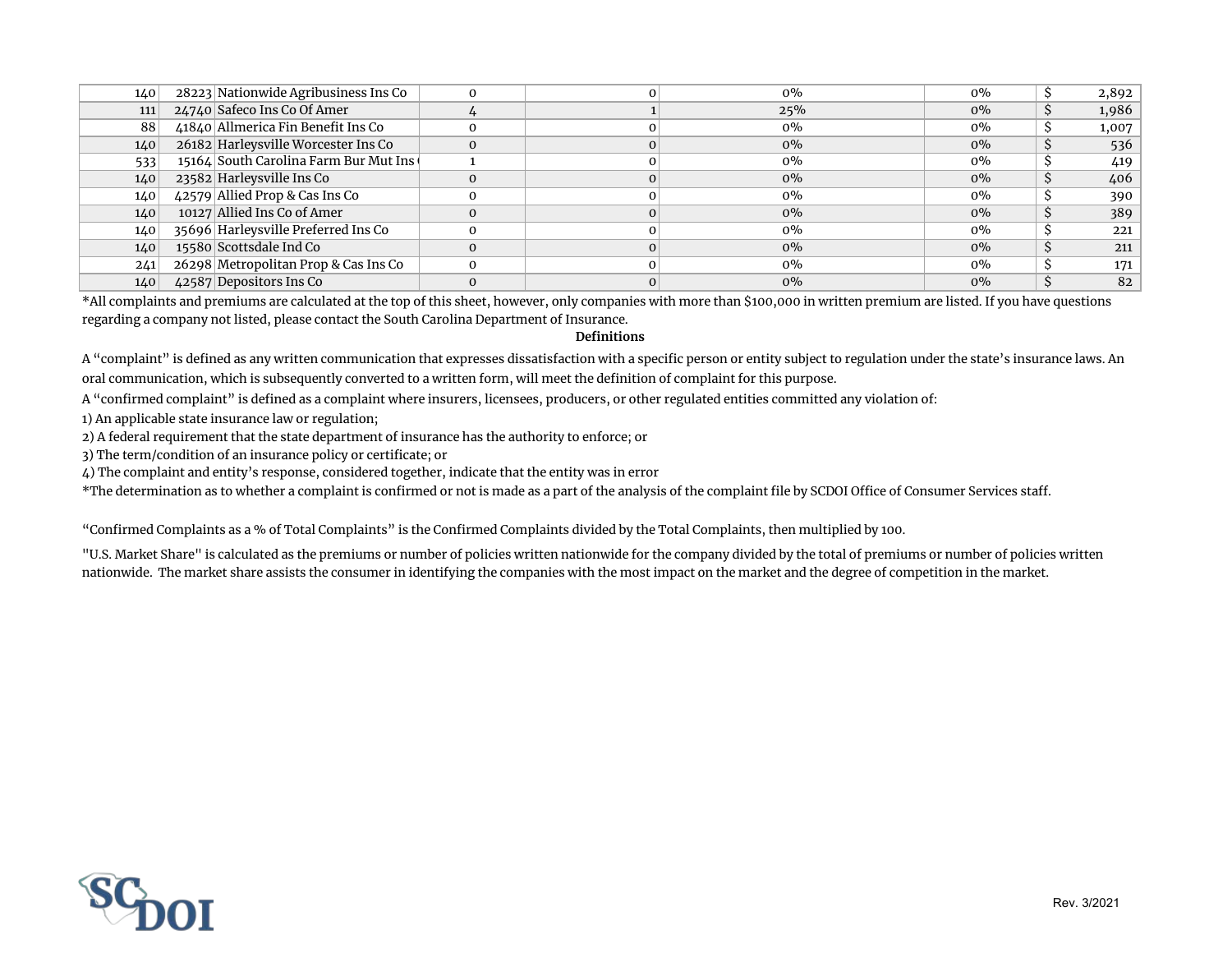| | | | | | | | |
|---|---|---|---|---|---|---|---|
| 140 | 28223 | Nationwide Agribusiness Ins Co | 0 | 0 | 0% | 0% | $ 2,892 |
| 111 | 24740 | Safeco Ins Co Of Amer | 4 | 1 | 25% | 0% | $ 1,986 |
| 88 | 41840 | Allmerica Fin Benefit Ins Co | 0 | 0 | 0% | 0% | $ 1,007 |
| 140 | 26182 | Harleysville Worcester Ins Co | 0 | 0 | 0% | 0% | $ 536 |
| 533 | 15164 | South Carolina Farm Bur Mut Ins ( | 1 | 0 | 0% | 0% | $ 419 |
| 140 | 23582 | Harleysville Ins Co | 0 | 0 | 0% | 0% | $ 406 |
| 140 | 42579 | Allied Prop & Cas Ins Co | 0 | 0 | 0% | 0% | $ 390 |
| 140 | 10127 | Allied Ins Co of Amer | 0 | 0 | 0% | 0% | $ 389 |
| 140 | 35696 | Harleysville Preferred Ins Co | 0 | 0 | 0% | 0% | $ 221 |
| 140 | 15580 | Scottsdale Ind Co | 0 | 0 | 0% | 0% | $ 211 |
| 241 | 26298 | Metropolitan Prop & Cas Ins Co | 0 | 0 | 0% | 0% | $ 171 |
| 140 | 42587 | Depositors Ins Co | 0 | 0 | 0% | 0% | $ 82 |

*All complaints and premiums are calculated at the top of this sheet, however, only companies with more than $100,000 in written premium are listed. If you have questions regarding a company not listed, please contact the South Carolina Department of Insurance.

**Definitions**

A "complaint" is defined as any written communication that expresses dissatisfaction with a specific person or entity subject to regulation under the state's insurance laws. An oral communication, which is subsequently converted to a written form, will meet the definition of complaint for this purpose.

A "confirmed complaint" is defined as a complaint where insurers, licensees, producers, or other regulated entities committed any violation of:

1) An applicable state insurance law or regulation;

2) A federal requirement that the state department of insurance has the authority to enforce; or

3) The term/condition of an insurance policy or certificate; or

4) The complaint and entity's response, considered together, indicate that the entity was in error

*The determination as to whether a complaint is confirmed or not is made as a part of the analysis of the complaint file by SCDOI Office of Consumer Services staff.

"Confirmed Complaints as a % of Total Complaints" is the Confirmed Complaints divided by the Total Complaints, then multiplied by 100.

"U.S. Market Share" is calculated as the premiums or number of policies written nationwide for the company divided by the total of premiums or number of policies written nationwide. The market share assists the consumer in identifying the companies with the most impact on the market and the degree of competition in the market.

SCDOI

Rev. 3/2021